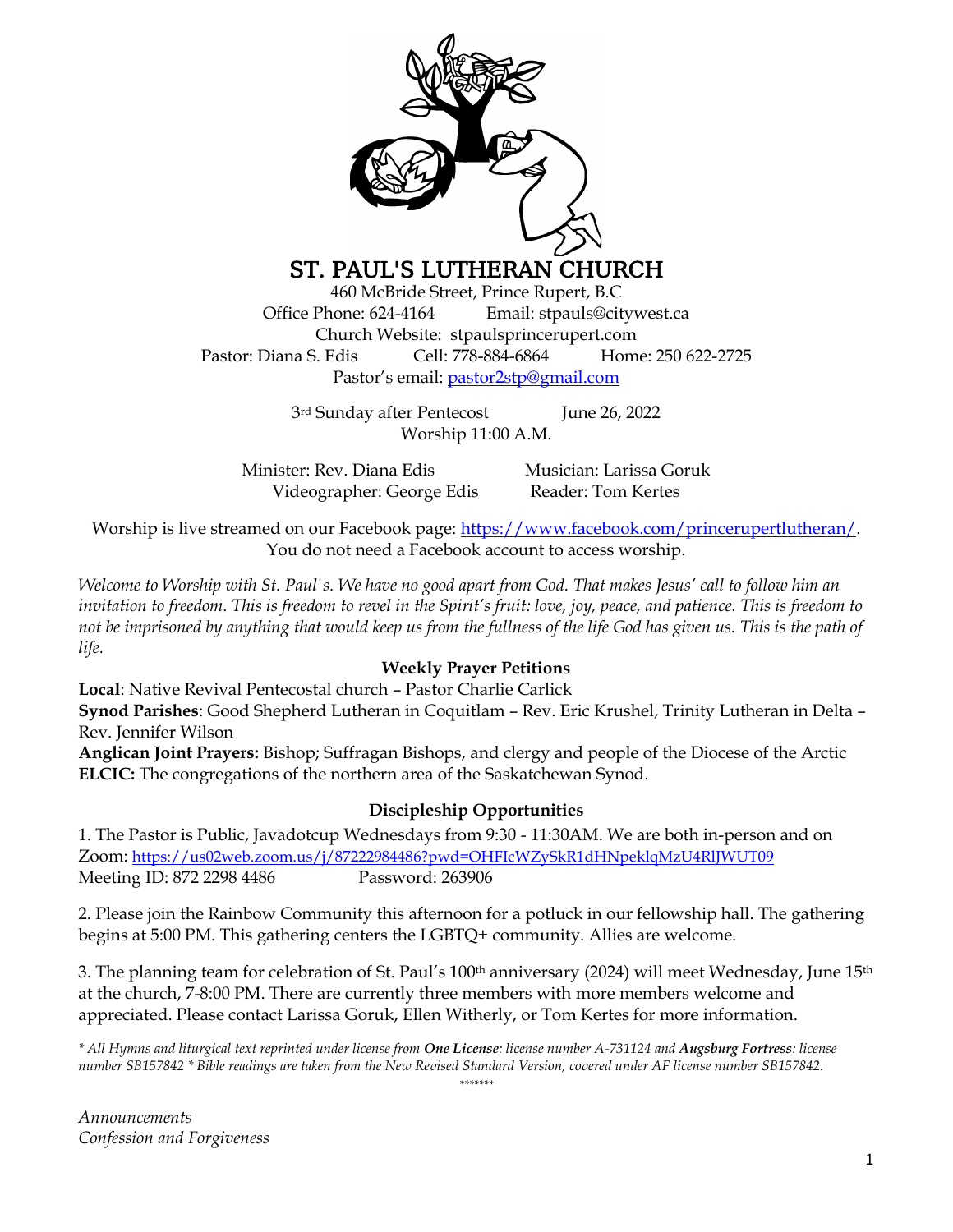# ST. PAUL'S LUTHERAN CHURCH

460 McBride Street, Prince Rupert, B.C
Office Phone: 624-4164 Email: stpauls@citywest.ca
Church Website: stpaulsprincerupert.com
Pastor: Diana S. Edis Cell: 778-884-6864 Home: 250 622-2725
Pastor's email: pastor2stp@gmail.com

3rd Sunday after Pentecost June 26, 2022
Worship 11:00 A.M.

Minister: Rev. Diana Edis Musician: Larissa Goruk
Videographer: George Edis Reader: Tom Kertes

Worship is live streamed on our Facebook page: https://www.facebook.com/princerupertlutheran/.
You do not need a Facebook account to access worship.

*Welcome to Worship with St. Paul's. We have no good apart from God. That makes Jesus' call to follow him an invitation to freedom. This is freedom to revel in the Spirit's fruit: love, joy, peace, and patience. This is freedom to not be imprisoned by anything that would keep us from the fullness of the life God has given us. This is the path of life.*

## Weekly Prayer Petitions

**Local**: Native Revival Pentecostal church – Pastor Charlie Carlick
**Synod Parishes**: Good Shepherd Lutheran in Coquitlam – Rev. Eric Krushel, Trinity Lutheran in Delta – Rev. Jennifer Wilson
**Anglican Joint Prayers:** Bishop; Suffragan Bishops, and clergy and people of the Diocese of the Arctic
**ELCIC:** The congregations of the northern area of the Saskatchewan Synod.

## Discipleship Opportunities

1. The Pastor is Public, Javadotcup Wednesdays from 9:30 - 11:30AM. We are both in-person and on Zoom: https://us02web.zoom.us/j/87222984486?pwd=OHFIcWZySkR1dHNpeklqMzU4RlJWUT09
Meeting ID: 872 2298 4486 Password: 263906

2. Please join the Rainbow Community this afternoon for a potluck in our fellowship hall. The gathering begins at 5:00 PM. This gathering centers the LGBTQ+ community. Allies are welcome.

3. The planning team for celebration of St. Paul's 100th anniversary (2024) will meet Wednesday, June 15th at the church, 7-8:00 PM. There are currently three members with more members welcome and appreciated. Please contact Larissa Goruk, Ellen Witherly, or Tom Kertes for more information.

*\* All Hymns and liturgical text reprinted under license from **One License**: license number A-731124 and **Augsburg Fortress**: license number SB157842 \* Bible readings are taken from the New Revised Standard Version, covered under AF license number SB157842.*

*******

*Announcements*
*Confession and Forgiveness*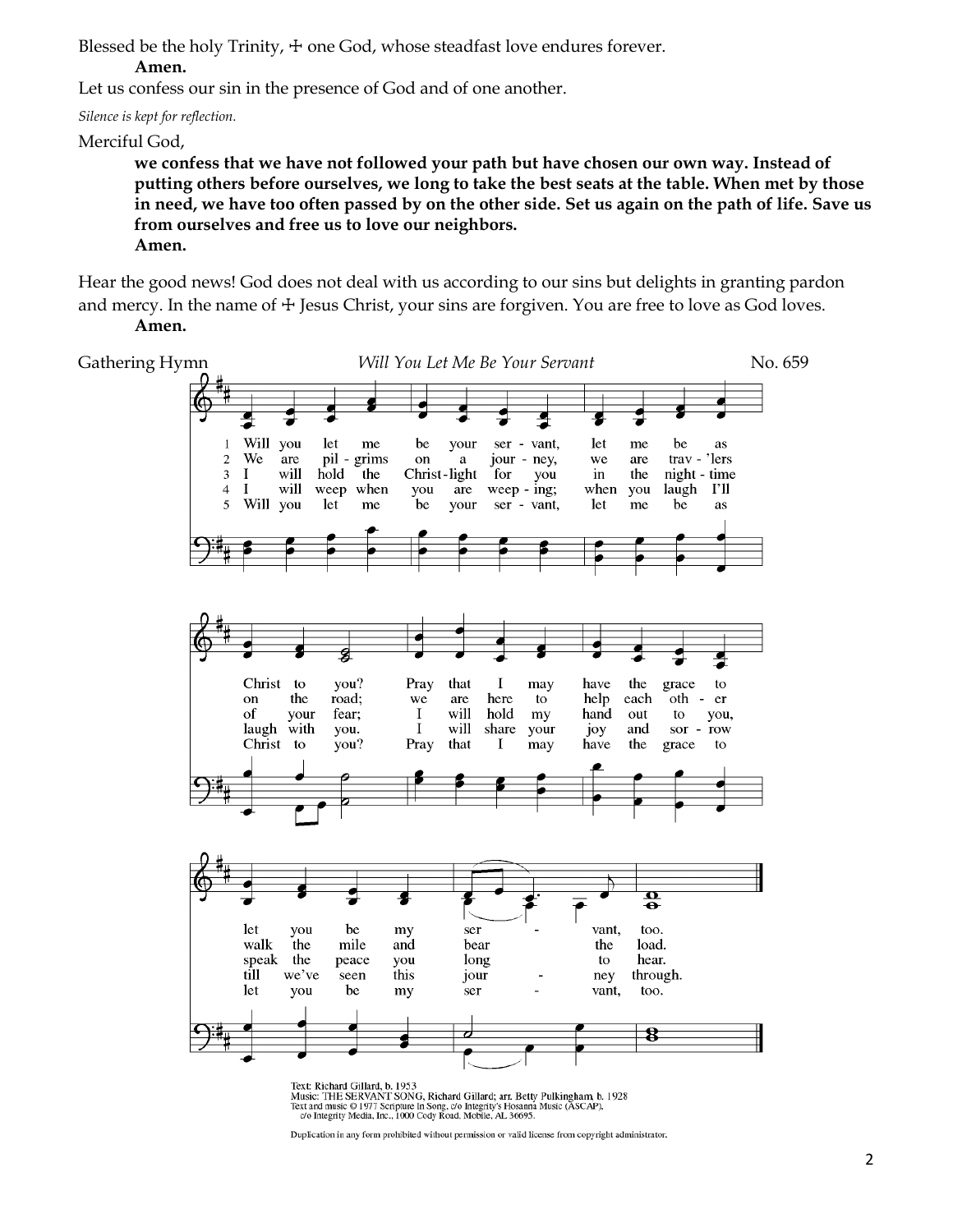Blessed be the holy Trinity, ☩ one God, whose steadfast love endures forever.

**Amen.**

Let us confess our sin in the presence of God and of one another.

*Silence is kept for reflection.*

Merciful God,

**we confess that we have not followed your path but have chosen our own way. Instead of putting others before ourselves, we long to take the best seats at the table. When met by those in need, we have too often passed by on the other side. Set us again on the path of life. Save us from ourselves and free us to love our neighbors.**

**Amen.**

Hear the good news! God does not deal with us according to our sins but delights in granting pardon and mercy. In the name of ☩ Jesus Christ, your sins are forgiven. You are free to love as God loves.

**Amen.**

Gathering Hymn *Will You Let Me Be Your Servant* No. 659

1 Will you let me be your servant, let me be as Christ to you? Pray that I may have the grace to let you be my servant, too.

2 We are pilgrims on a journey, we are trav'lers on the road; we are here to help each other walk the mile and bear the load.

3 I will hold the Christ-light for you in the nighttime of your fear; I will hold my hand out to you, speak the peace you long to hear.

4 I will weep when you are weeping; when you laugh I'll laugh with you. I will share your joy and sorrow till we've seen this journey through.

5 Will you let me be your servant, let me be as Christ to you? Pray that I may have the grace to let you be my servant, too.

Text: Richard Gillard, b. 1953
Music: THE SERVANT SONG, Richard Gillard; arr. Betty Pulkingham, b. 1928
Text and music © 1977 Scripture in Song, c/o Integrity's Hosanna Music (ASCAP), c/o Integrity Media, Inc., 1000 Cody Road, Mobile, AL 36695.

Duplication in any form prohibited without permission or valid license from copyright administrator.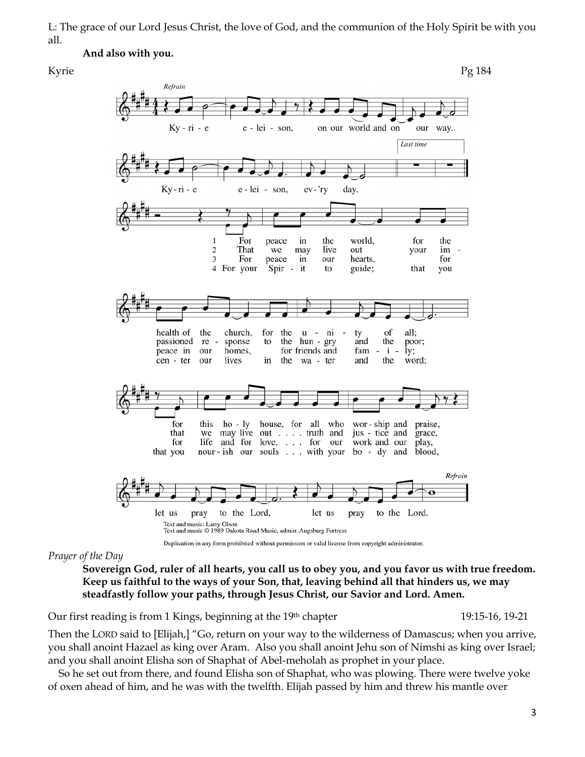L: The grace of our Lord Jesus Christ, the love of God, and the communion of the Holy Spirit be with you all.

**And also with you.**

Kyrie Pg 184

*Refrain*

Kyrie eleison, on our world and on our way.
Kyrie eleison, ev'ry day.

1 For peace in the world, for the health of the church, for the unity of all;
for this holy house, for all who worship and praise, let us pray to the Lord, let us pray to the Lord.

2 That we may live out your impassioned response to the hungry and the poor;
that we may live out truth and justice and grace, let us pray to the Lord, let us pray to the Lord.

3 For peace in our hearts, for peace in our homes, for friends and family;
for life and for love, for our work and our play, let us pray to the Lord, let us pray to the Lord.

4 For your Spirit to guide; that you center our lives in the water and the word;
that you nourish our souls with your body and blood, let us pray to the Lord, let us pray to the Lord.

Text and music: Larry Olson
Text and music © 1989 Dakota Road Music, admin. Augsburg Fortress

Duplication in any form prohibited without permission or valid license from copyright administrator.

*Prayer of the Day*

**Sovereign God, ruler of all hearts, you call us to obey you, and you favor us with true freedom. Keep us faithful to the ways of your Son, that, leaving behind all that hinders us, we may steadfastly follow your paths, through Jesus Christ, our Savior and Lord. Amen.**

Our first reading is from 1 Kings, beginning at the 19th chapter 19:15-16, 19-21

Then the LORD said to [Elijah,] "Go, return on your way to the wilderness of Damascus; when you arrive, you shall anoint Hazael as king over Aram. Also you shall anoint Jehu son of Nimshi as king over Israel; and you shall anoint Elisha son of Shaphat of Abel-meholah as prophet in your place.

So he set out from there, and found Elisha son of Shaphat, who was plowing. There were twelve yoke of oxen ahead of him, and he was with the twelfth. Elijah passed by him and threw his mantle over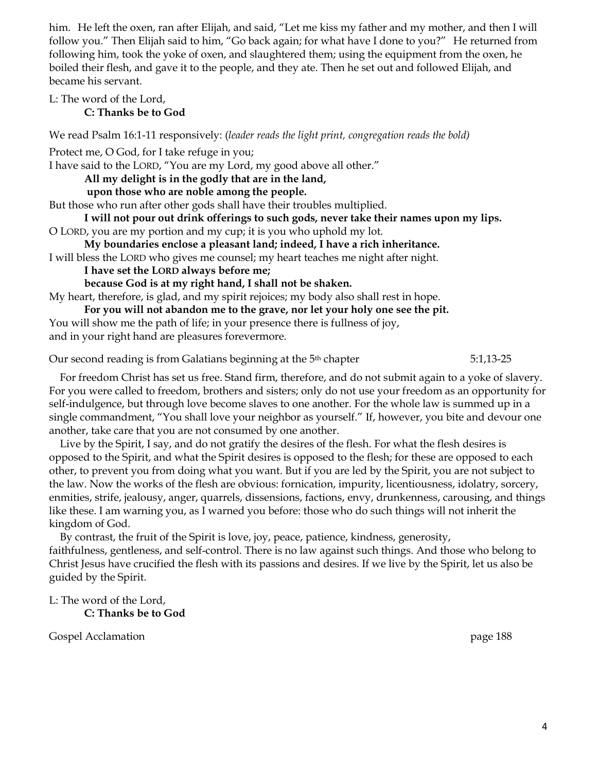him. He left the oxen, ran after Elijah, and said, "Let me kiss my father and my mother, and then I will follow you." Then Elijah said to him, "Go back again; for what have I done to you?" He returned from following him, took the yoke of oxen, and slaughtered them; using the equipment from the oxen, he boiled their flesh, and gave it to the people, and they ate. Then he set out and followed Elijah, and became his servant.

L: The word of the Lord,
**C: Thanks be to God**

We read Psalm 16:1-11 responsively: (*leader reads the light print, congregation reads the bold)*

Protect me, O God, for I take refuge in you;
I have said to the LORD, "You are my Lord, my good above all other."
**All my delight is in the godly that are in the land,**
**upon those who are noble among the people.**
But those who run after other gods shall have their troubles multiplied.
**I will not pour out drink offerings to such gods, never take their names upon my lips.**
O LORD, you are my portion and my cup; it is you who uphold my lot.
**My boundaries enclose a pleasant land; indeed, I have a rich inheritance.**
I will bless the LORD who gives me counsel; my heart teaches me night after night.
**I have set the LORD always before me;**
**because God is at my right hand, I shall not be shaken.**
My heart, therefore, is glad, and my spirit rejoices; my body also shall rest in hope.
**For you will not abandon me to the grave, nor let your holy one see the pit.**
You will show me the path of life; in your presence there is fullness of joy,
and in your right hand are pleasures forevermore.

Our second reading is from Galatians beginning at the 5th chapter 5:1,13-25

For freedom Christ has set us free. Stand firm, therefore, and do not submit again to a yoke of slavery. For you were called to freedom, brothers and sisters; only do not use your freedom as an opportunity for self-indulgence, but through love become slaves to one another. For the whole law is summed up in a single commandment, "You shall love your neighbor as yourself." If, however, you bite and devour one another, take care that you are not consumed by one another.

Live by the Spirit, I say, and do not gratify the desires of the flesh. For what the flesh desires is opposed to the Spirit, and what the Spirit desires is opposed to the flesh; for these are opposed to each other, to prevent you from doing what you want. But if you are led by the Spirit, you are not subject to the law. Now the works of the flesh are obvious: fornication, impurity, licentiousness, idolatry, sorcery, enmities, strife, jealousy, anger, quarrels, dissensions, factions, envy, drunkenness, carousing, and things like these. I am warning you, as I warned you before: those who do such things will not inherit the kingdom of God.

By contrast, the fruit of the Spirit is love, joy, peace, patience, kindness, generosity, faithfulness, gentleness, and self-control. There is no law against such things. And those who belong to Christ Jesus have crucified the flesh with its passions and desires. If we live by the Spirit, let us also be guided by the Spirit.

L: The word of the Lord,
**C: Thanks be to God**

Gospel Acclamation page 188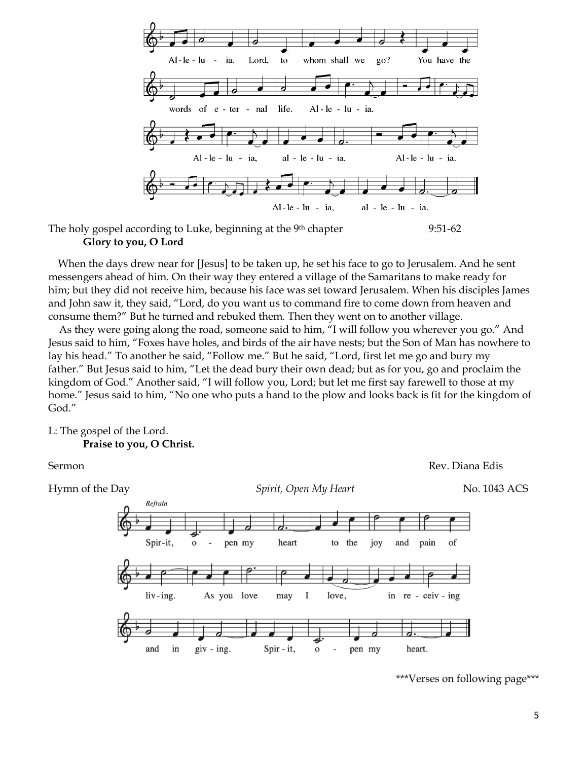Al-le-lu-ia. Lord, to whom shall we go? You have the words of e-ter-nal life. Al-le-lu-ia. Al-le-lu-ia, al-le-lu-ia. Al-le-lu-ia. Al-le-lu-ia, al-le-lu-ia.

The holy gospel according to Luke, beginning at the 9th chapter 9:51-62

**Glory to you, O Lord**

When the days drew near for [Jesus] to be taken up, he set his face to go to Jerusalem. And he sent messengers ahead of him. On their way they entered a village of the Samaritans to make ready for him; but they did not receive him, because his face was set toward Jerusalem. When his disciples James and John saw it, they said, "Lord, do you want us to command fire to come down from heaven and consume them?" But he turned and rebuked them. Then they went on to another village.

As they were going along the road, someone said to him, "I will follow you wherever you go." And Jesus said to him, "Foxes have holes, and birds of the air have nests; but the Son of Man has nowhere to lay his head." To another he said, "Follow me." But he said, "Lord, first let me go and bury my father." But Jesus said to him, "Let the dead bury their own dead; but as for you, go and proclaim the kingdom of God." Another said, "I will follow you, Lord; but let me first say farewell to those at my home." Jesus said to him, "No one who puts a hand to the plow and looks back is fit for the kingdom of God."

L: The gospel of the Lord.

**Praise to you, O Christ.**

Sermon Rev. Diana Edis

Hymn of the Day *Spirit, Open My Heart* No. 1043 ACS

*Refrain*

Spir-it, o-pen my heart to the joy and pain of liv-ing. As you love may I love, in re-ceiv-ing and in giv-ing. Spir-it, o-pen my heart.

\*\*\*Verses on following page\*\*\*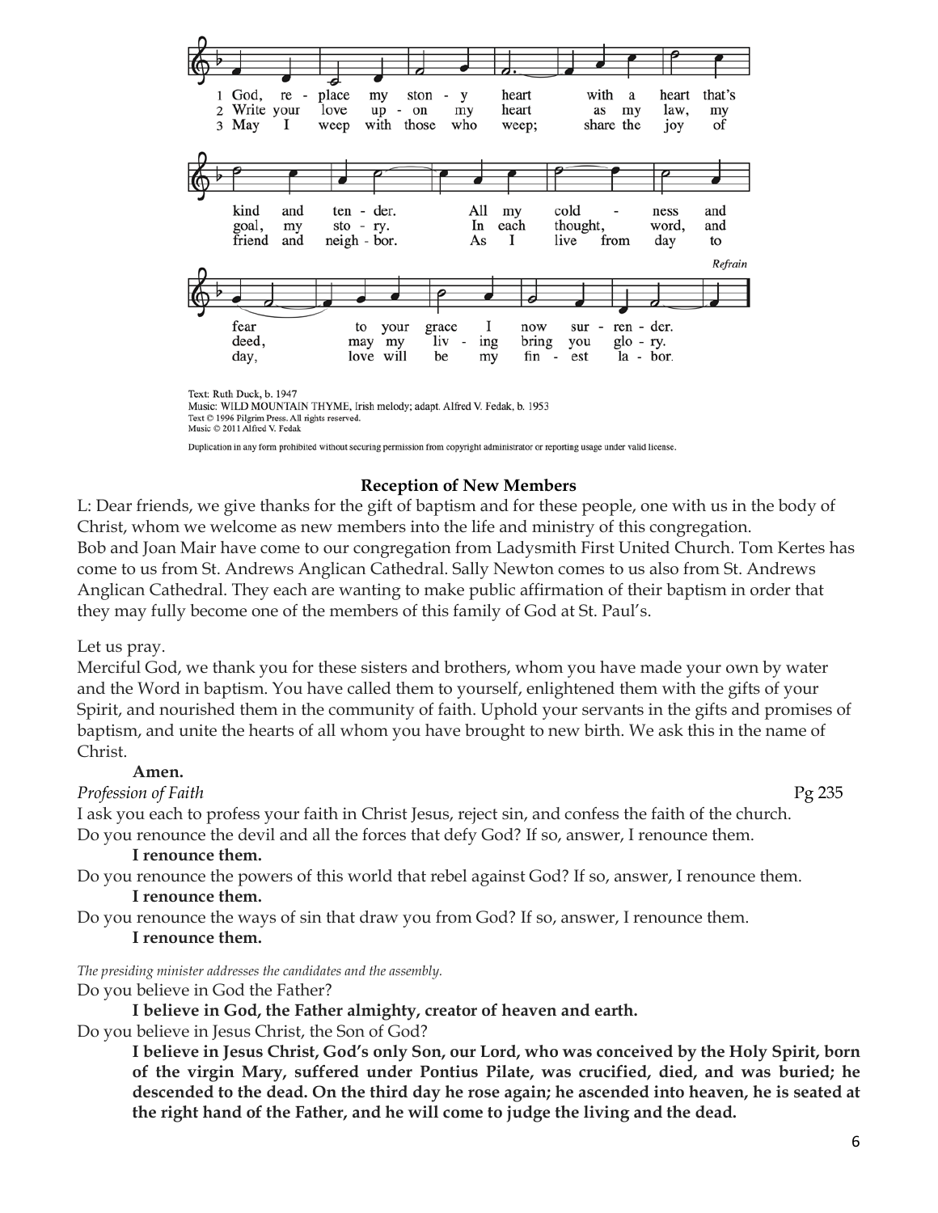1 God, replace my stony heart with a heart that's kind and tender. All my coldness and fear to your grace I now surrender.
2 Write your love upon my heart as my law, my goal, my story. In each thought, word, and deed, may my living bring you glory.
3 May I weep with those who weep; share the joy of friend and neighbor. As I live from day to day, love will be my finest labor.

*Refrain*

Text: Ruth Duck, b. 1947
Music: WILD MOUNTAIN THYME, Irish melody; adapt. Alfred V. Fedak, b. 1953
Text © 1996 Pilgrim Press. All rights reserved.
Music © 2011 Alfred V. Fedak

Duplication in any form prohibited without securing permission from copyright administrator or reporting usage under valid license.

**Reception of New Members**

L: Dear friends, we give thanks for the gift of baptism and for these people, one with us in the body of Christ, whom we welcome as new members into the life and ministry of this congregation.
Bob and Joan Mair have come to our congregation from Ladysmith First United Church. Tom Kertes has come to us from St. Andrews Anglican Cathedral. Sally Newton comes to us also from St. Andrews Anglican Cathedral. They each are wanting to make public affirmation of their baptism in order that they may fully become one of the members of this family of God at St. Paul's.

Let us pray.
Merciful God, we thank you for these sisters and brothers, whom you have made your own by water and the Word in baptism. You have called them to yourself, enlightened them with the gifts of your Spirit, and nourished them in the community of faith. Uphold your servants in the gifts and promises of baptism, and unite the hearts of all whom you have brought to new birth. We ask this in the name of Christ.

**Amen.**

*Profession of Faith* Pg 235

I ask you each to profess your faith in Christ Jesus, reject sin, and confess the faith of the church.
Do you renounce the devil and all the forces that defy God? If so, answer, I renounce them.

**I renounce them.**

Do you renounce the powers of this world that rebel against God? If so, answer, I renounce them.

**I renounce them.**

Do you renounce the ways of sin that draw you from God? If so, answer, I renounce them.

**I renounce them.**

*The presiding minister addresses the candidates and the assembly.*

Do you believe in God the Father?

**I believe in God, the Father almighty, creator of heaven and earth.**

Do you believe in Jesus Christ, the Son of God?

**I believe in Jesus Christ, God's only Son, our Lord, who was conceived by the Holy Spirit, born of the virgin Mary, suffered under Pontius Pilate, was crucified, died, and was buried; he descended to the dead. On the third day he rose again; he ascended into heaven, he is seated at the right hand of the Father, and he will come to judge the living and the dead.**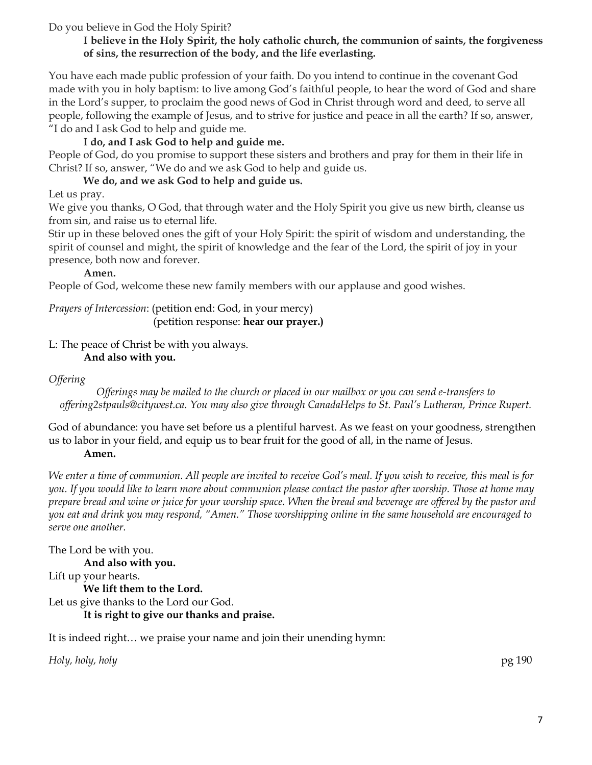Do you believe in God the Holy Spirit?

**I believe in the Holy Spirit, the holy catholic church, the communion of saints, the forgiveness of sins, the resurrection of the body, and the life everlasting.**

You have each made public profession of your faith. Do you intend to continue in the covenant God made with you in holy baptism: to live among God's faithful people, to hear the word of God and share in the Lord's supper, to proclaim the good news of God in Christ through word and deed, to serve all people, following the example of Jesus, and to strive for justice and peace in all the earth? If so, answer, "I do and I ask God to help and guide me.

**I do, and I ask God to help and guide me.**

People of God, do you promise to support these sisters and brothers and pray for them in their life in Christ? If so, answer, "We do and we ask God to help and guide us.

**We do, and we ask God to help and guide us.**

Let us pray.

We give you thanks, O God, that through water and the Holy Spirit you give us new birth, cleanse us from sin, and raise us to eternal life.

Stir up in these beloved ones the gift of your Holy Spirit: the spirit of wisdom and understanding, the spirit of counsel and might, the spirit of knowledge and the fear of the Lord, the spirit of joy in your presence, both now and forever.

**Amen.**

People of God, welcome these new family members with our applause and good wishes.

*Prayers of Intercession*: (petition end: God, in your mercy)
(petition response: **hear our prayer.)**

L: The peace of Christ be with you always.

**And also with you.**

*Offering*

*Offerings may be mailed to the church or placed in our mailbox or you can send e-transfers to offering2stpauls@citywest.ca. You may also give through CanadaHelps to St. Paul's Lutheran, Prince Rupert.*

God of abundance: you have set before us a plentiful harvest. As we feast on your goodness, strengthen us to labor in your field, and equip us to bear fruit for the good of all, in the name of Jesus.

**Amen.**

*We enter a time of communion. All people are invited to receive God's meal. If you wish to receive, this meal is for you. If you would like to learn more about communion please contact the pastor after worship. Those at home may prepare bread and wine or juice for your worship space. When the bread and beverage are offered by the pastor and you eat and drink you may respond, "Amen." Those worshipping online in the same household are encouraged to serve one another.*

The Lord be with you.

**And also with you.**

Lift up your hearts.

**We lift them to the Lord.**

Let us give thanks to the Lord our God.

**It is right to give our thanks and praise.**

It is indeed right… we praise your name and join their unending hymn:

*Holy, holy, holy* pg 190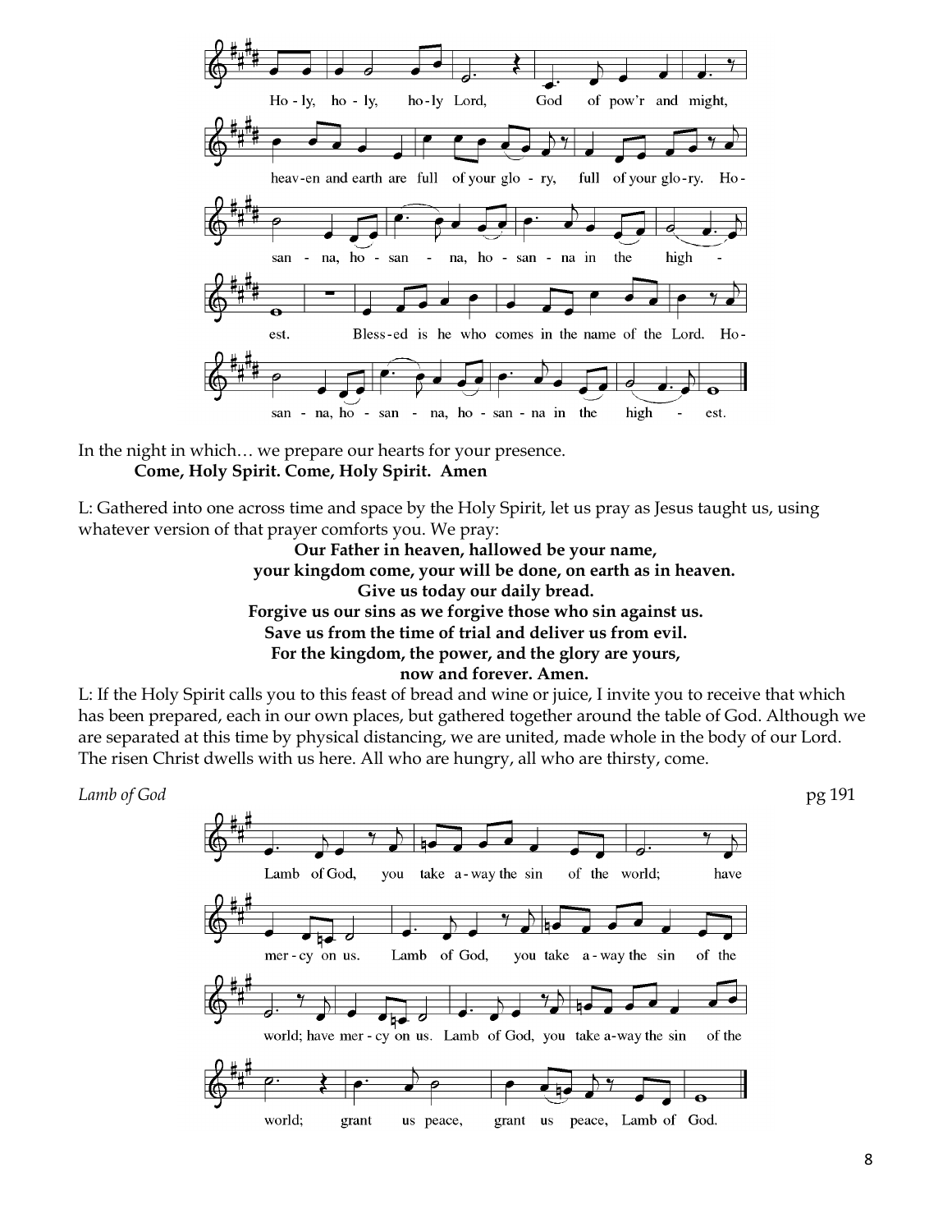Ho-ly, ho-ly, ho-ly Lord, God of pow'r and might,

heav-en and earth are full of your glo-ry, full of your glo-ry. Ho-

san-na, ho-san-na, ho-san-na in the high-

est. Bless-ed is he who comes in the name of the Lord. Ho-

san-na, ho-san-na, ho-san-na in the high-est.

In the night in which… we prepare our hearts for your presence.

**Come, Holy Spirit. Come, Holy Spirit. Amen**

L: Gathered into one across time and space by the Holy Spirit, let us pray as Jesus taught us, using whatever version of that prayer comforts you. We pray:

**Our Father in heaven, hallowed be your name,**
**your kingdom come, your will be done, on earth as in heaven.**
**Give us today our daily bread.**
**Forgive us our sins as we forgive those who sin against us.**
**Save us from the time of trial and deliver us from evil.**
**For the kingdom, the power, and the glory are yours,**
**now and forever. Amen.**

L: If the Holy Spirit calls you to this feast of bread and wine or juice, I invite you to receive that which has been prepared, each in our own places, but gathered together around the table of God. Although we are separated at this time by physical distancing, we are united, made whole in the body of our Lord. The risen Christ dwells with us here. All who are hungry, all who are thirsty, come.

*Lamb of God* pg 191

Lamb of God, you take a-way the sin of the world; have

mer-cy on us. Lamb of God, you take a-way the sin of the

world; have mer-cy on us. Lamb of God, you take a-way the sin of the

world; grant us peace, grant us peace, Lamb of God.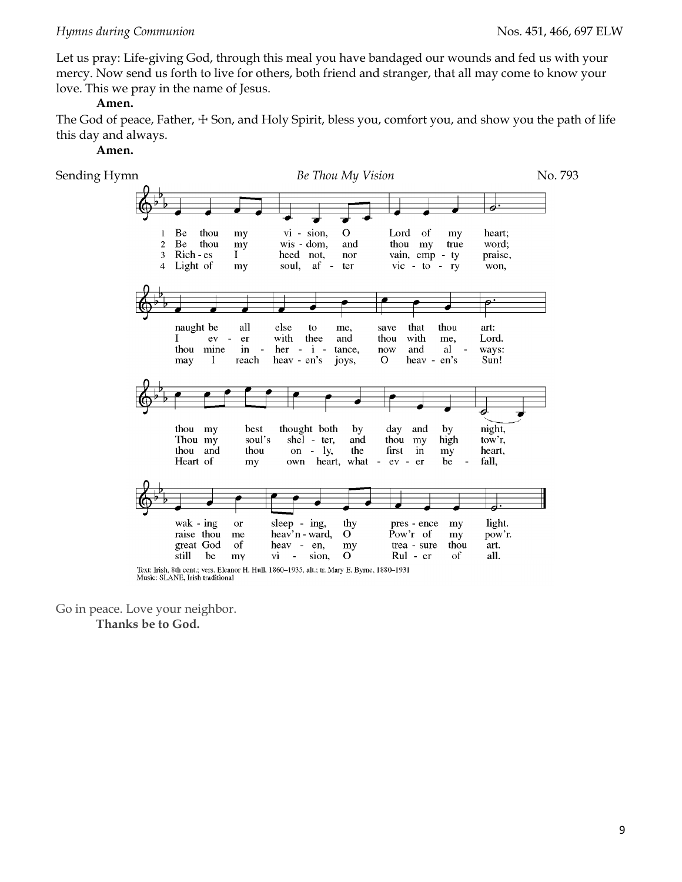*Hymns during Communion* Nos. 451, 466, 697 ELW

Let us pray: Life-giving God, through this meal you have bandaged our wounds and fed us with your mercy. Now send us forth to live for others, both friend and stranger, that all may come to know your love. This we pray in the name of Jesus.

**Amen.**

The God of peace, Father, ☩ Son, and Holy Spirit, bless you, comfort you, and show you the path of life this day and always.

**Amen.**

Sending Hymn *Be Thou My Vision* No. 793

1 Be thou my vision, O Lord of my heart;
naught be all else to me, save that thou art:
thou my best thought both by day and by night,
waking or sleeping, thy presence my light.

2 Be thou my wisdom, and thou my true word;
I ever with thee and thou with me, Lord.
Thou my soul's shelter, and thou my high tow'r,
raise thou me heav'nward, O Pow'r of my pow'r.

3 Riches I heed not, nor vain, empty praise,
thou mine inheritance, now and always:
thou and thou only, the first in my heart,
great God of heaven, my treasure thou art.

4 Light of my soul, after victory won,
may I reach heaven's joys, O heaven's Sun!
Heart of my own heart, whatever befall,
still be my vision, O Ruler of all.

Text: Irish, 8th cent.; vers. Eleanor H. Hull, 1860–1935, alt.; tr. Mary E. Byrne, 1880–1931
Music: SLANE, Irish traditional

Go in peace. Love your neighbor.

**Thanks be to God.**